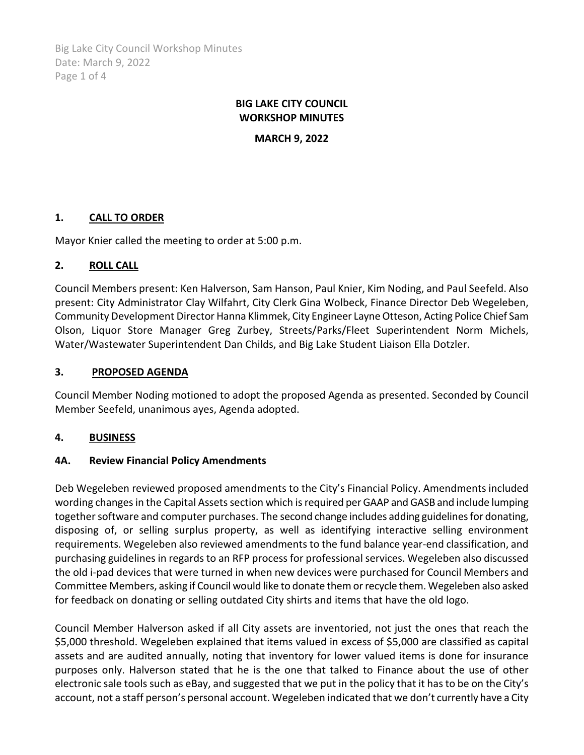# BIG LAKE CITY COUNCIL
# WORKSHOP MINUTES

**MARCH 9, 2022**

## 1. CALL TO ORDER

Mayor Knier called the meeting to order at 5:00 p.m.

## 2. ROLL CALL

Council Members present: Ken Halverson, Sam Hanson, Paul Knier, Kim Noding, and Paul Seefeld. Also present: City Administrator Clay Wilfahrt, City Clerk Gina Wolbeck, Finance Director Deb Wegeleben, Community Development Director Hanna Klimmek, City Engineer Layne Otteson, Acting Police Chief Sam Olson, Liquor Store Manager Greg Zurbey, Streets/Parks/Fleet Superintendent Norm Michels, Water/Wastewater Superintendent Dan Childs, and Big Lake Student Liaison Ella Dotzler.

## 3. PROPOSED AGENDA

Council Member Noding motioned to adopt the proposed Agenda as presented. Seconded by Council Member Seefeld, unanimous ayes, Agenda adopted.

## 4. BUSINESS

### 4A. Review Financial Policy Amendments

Deb Wegeleben reviewed proposed amendments to the City's Financial Policy. Amendments included wording changes in the Capital Assets section which is required per GAAP and GASB and include lumping together software and computer purchases. The second change includes adding guidelines for donating, disposing of, or selling surplus property, as well as identifying interactive selling environment requirements. Wegeleben also reviewed amendments to the fund balance year-end classification, and purchasing guidelines in regards to an RFP process for professional services. Wegeleben also discussed the old i-pad devices that were turned in when new devices were purchased for Council Members and Committee Members, asking if Council would like to donate them or recycle them. Wegeleben also asked for feedback on donating or selling outdated City shirts and items that have the old logo.

Council Member Halverson asked if all City assets are inventoried, not just the ones that reach the $5,000 threshold. Wegeleben explained that items valued in excess of $5,000 are classified as capital assets and are audited annually, noting that inventory for lower valued items is done for insurance purposes only. Halverson stated that he is the one that talked to Finance about the use of other electronic sale tools such as eBay, and suggested that we put in the policy that it has to be on the City's account, not a staff person's personal account. Wegeleben indicated that we don't currently have a City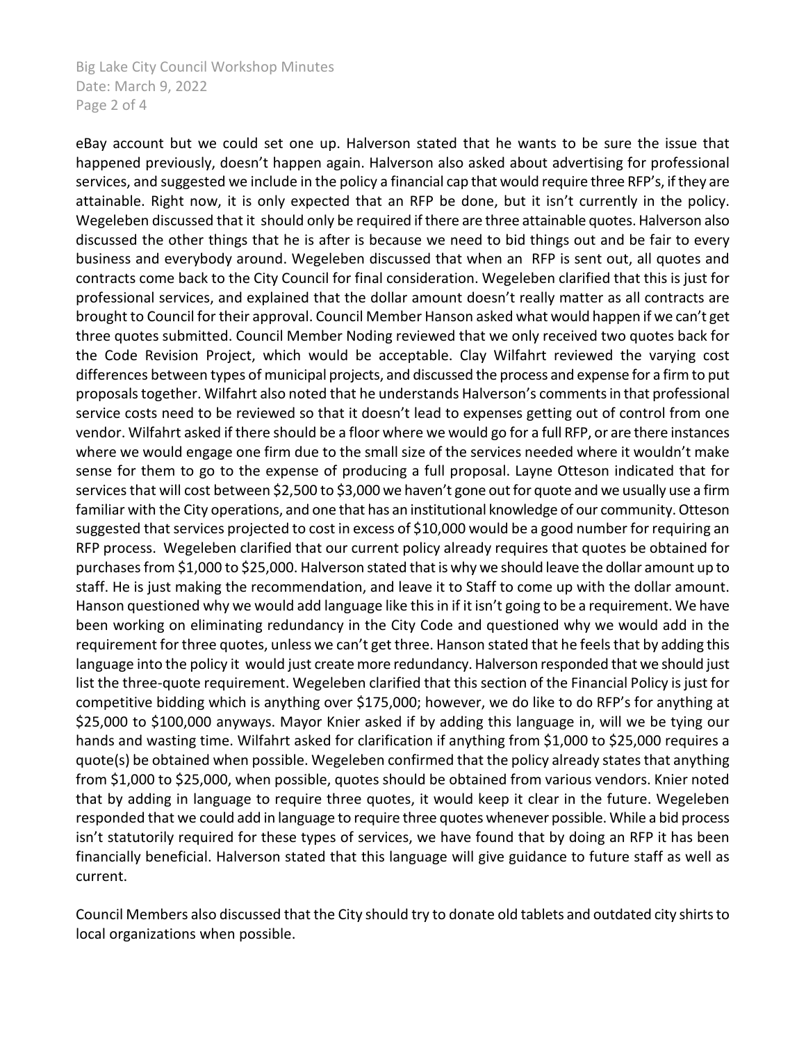eBay account but we could set one up. Halverson stated that he wants to be sure the issue that happened previously, doesn't happen again. Halverson also asked about advertising for professional services, and suggested we include in the policy a financial cap that would require three RFP's, if they are attainable. Right now, it is only expected that an RFP be done, but it isn't currently in the policy. Wegeleben discussed that it should only be required if there are three attainable quotes. Halverson also discussed the other things that he is after is because we need to bid things out and be fair to every business and everybody around. Wegeleben discussed that when an RFP is sent out, all quotes and contracts come back to the City Council for final consideration. Wegeleben clarified that this is just for professional services, and explained that the dollar amount doesn't really matter as all contracts are brought to Council for their approval. Council Member Hanson asked what would happen if we can't get three quotes submitted. Council Member Noding reviewed that we only received two quotes back for the Code Revision Project, which would be acceptable. Clay Wilfahrt reviewed the varying cost differences between types of municipal projects, and discussed the process and expense for a firm to put proposals together. Wilfahrt also noted that he understands Halverson's comments in that professional service costs need to be reviewed so that it doesn't lead to expenses getting out of control from one vendor. Wilfahrt asked if there should be a floor where we would go for a full RFP, or are there instances where we would engage one firm due to the small size of the services needed where it wouldn't make sense for them to go to the expense of producing a full proposal. Layne Otteson indicated that for services that will cost between $2,500 to $3,000 we haven't gone out for quote and we usually use a firm familiar with the City operations, and one that has an institutional knowledge of our community. Otteson suggested that services projected to cost in excess of $10,000 would be a good number for requiring an RFP process. Wegeleben clarified that our current policy already requires that quotes be obtained for purchases from $1,000 to $25,000. Halverson stated that is why we should leave the dollar amount up to staff. He is just making the recommendation, and leave it to Staff to come up with the dollar amount. Hanson questioned why we would add language like this in if it isn't going to be a requirement. We have been working on eliminating redundancy in the City Code and questioned why we would add in the requirement for three quotes, unless we can't get three. Hanson stated that he feels that by adding this language into the policy it would just create more redundancy. Halverson responded that we should just list the three-quote requirement. Wegeleben clarified that this section of the Financial Policy is just for competitive bidding which is anything over $175,000; however, we do like to do RFP's for anything at $25,000 to $100,000 anyways. Mayor Knier asked if by adding this language in, will we be tying our hands and wasting time. Wilfahrt asked for clarification if anything from $1,000 to $25,000 requires a quote(s) be obtained when possible. Wegeleben confirmed that the policy already states that anything from $1,000 to $25,000, when possible, quotes should be obtained from various vendors. Knier noted that by adding in language to require three quotes, it would keep it clear in the future. Wegeleben responded that we could add in language to require three quotes whenever possible. While a bid process isn't statutorily required for these types of services, we have found that by doing an RFP it has been financially beneficial. Halverson stated that this language will give guidance to future staff as well as current.

Council Members also discussed that the City should try to donate old tablets and outdated city shirts to local organizations when possible.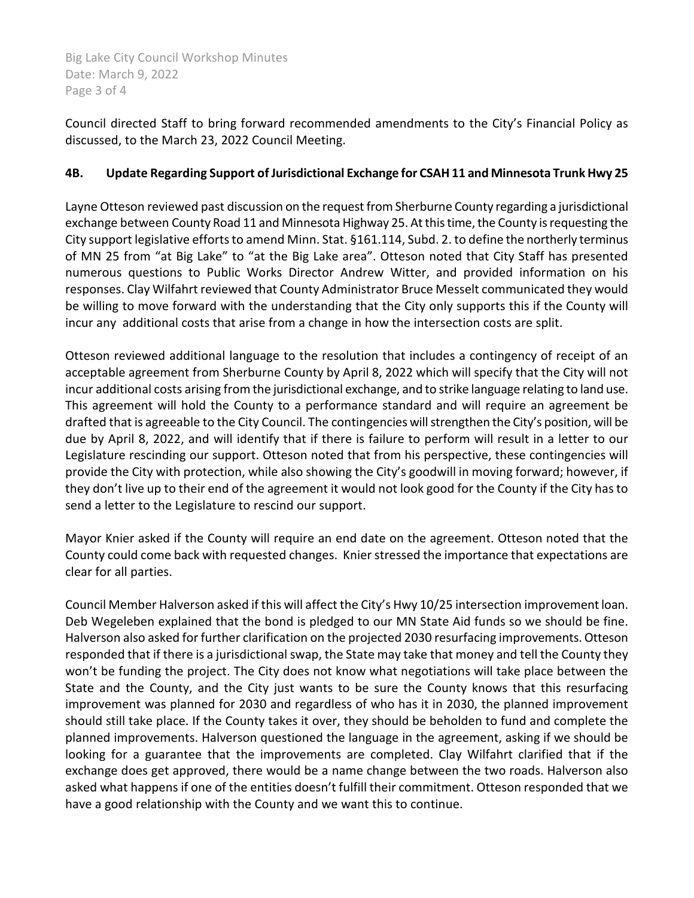Council directed Staff to bring forward recommended amendments to the City's Financial Policy as discussed, to the March 23, 2022 Council Meeting.

#### 4B. Update Regarding Support of Jurisdictional Exchange for CSAH 11 and Minnesota Trunk Hwy 25

Layne Otteson reviewed past discussion on the request from Sherburne County regarding a jurisdictional exchange between County Road 11 and Minnesota Highway 25. At this time, the County is requesting the City support legislative efforts to amend Minn. Stat. §161.114, Subd. 2. to define the northerly terminus of MN 25 from "at Big Lake" to "at the Big Lake area". Otteson noted that City Staff has presented numerous questions to Public Works Director Andrew Witter, and provided information on his responses. Clay Wilfahrt reviewed that County Administrator Bruce Messelt communicated they would be willing to move forward with the understanding that the City only supports this if the County will incur any additional costs that arise from a change in how the intersection costs are split.

Otteson reviewed additional language to the resolution that includes a contingency of receipt of an acceptable agreement from Sherburne County by April 8, 2022 which will specify that the City will not incur additional costs arising from the jurisdictional exchange, and to strike language relating to land use. This agreement will hold the County to a performance standard and will require an agreement be drafted that is agreeable to the City Council. The contingencies will strengthen the City's position, will be due by April 8, 2022, and will identify that if there is failure to perform will result in a letter to our Legislature rescinding our support. Otteson noted that from his perspective, these contingencies will provide the City with protection, while also showing the City's goodwill in moving forward; however, if they don't live up to their end of the agreement it would not look good for the County if the City has to send a letter to the Legislature to rescind our support.

Mayor Knier asked if the County will require an end date on the agreement. Otteson noted that the County could come back with requested changes. Knier stressed the importance that expectations are clear for all parties.

Council Member Halverson asked if this will affect the City's Hwy 10/25 intersection improvement loan. Deb Wegeleben explained that the bond is pledged to our MN State Aid funds so we should be fine. Halverson also asked for further clarification on the projected 2030 resurfacing improvements. Otteson responded that if there is a jurisdictional swap, the State may take that money and tell the County they won't be funding the project. The City does not know what negotiations will take place between the State and the County, and the City just wants to be sure the County knows that this resurfacing improvement was planned for 2030 and regardless of who has it in 2030, the planned improvement should still take place. If the County takes it over, they should be beholden to fund and complete the planned improvements. Halverson questioned the language in the agreement, asking if we should be looking for a guarantee that the improvements are completed. Clay Wilfahrt clarified that if the exchange does get approved, there would be a name change between the two roads. Halverson also asked what happens if one of the entities doesn't fulfill their commitment. Otteson responded that we have a good relationship with the County and we want this to continue.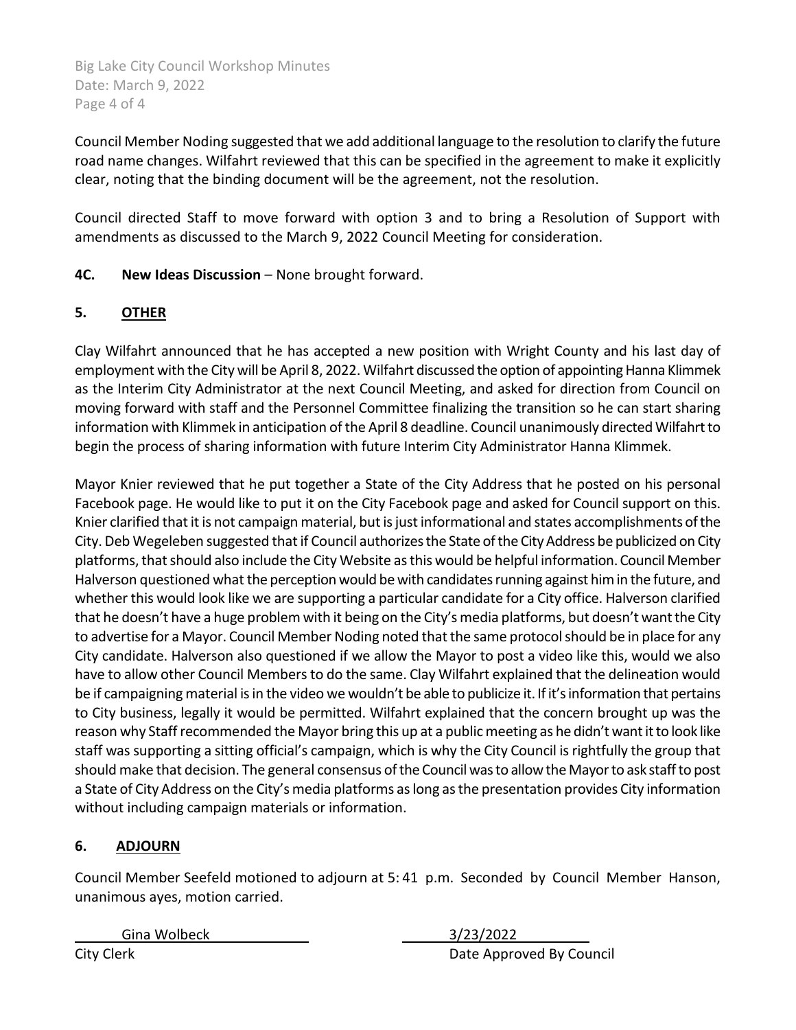Council Member Noding suggested that we add additional language to the resolution to clarify the future road name changes. Wilfahrt reviewed that this can be specified in the agreement to make it explicitly clear, noting that the binding document will be the agreement, not the resolution.

Council directed Staff to move forward with option 3 and to bring a Resolution of Support with amendments as discussed to the March 9, 2022 Council Meeting for consideration.

**4C. New Ideas Discussion** – None brought forward.

## 5. OTHER

Clay Wilfahrt announced that he has accepted a new position with Wright County and his last day of employment with the City will be April 8, 2022. Wilfahrt discussed the option of appointing Hanna Klimmek as the Interim City Administrator at the next Council Meeting, and asked for direction from Council on moving forward with staff and the Personnel Committee finalizing the transition so he can start sharing information with Klimmek in anticipation of the April 8 deadline. Council unanimously directed Wilfahrt to begin the process of sharing information with future Interim City Administrator Hanna Klimmek.

Mayor Knier reviewed that he put together a State of the City Address that he posted on his personal Facebook page. He would like to put it on the City Facebook page and asked for Council support on this. Knier clarified that it is not campaign material, but is just informational and states accomplishments of the City. Deb Wegeleben suggested that if Council authorizes the State of the City Address be publicized on City platforms, that should also include the City Website as this would be helpful information. Council Member Halverson questioned what the perception would be with candidates running against him in the future, and whether this would look like we are supporting a particular candidate for a City office. Halverson clarified that he doesn't have a huge problem with it being on the City's media platforms, but doesn't want the City to advertise for a Mayor. Council Member Noding noted that the same protocol should be in place for any City candidate. Halverson also questioned if we allow the Mayor to post a video like this, would we also have to allow other Council Members to do the same. Clay Wilfahrt explained that the delineation would be if campaigning material is in the video we wouldn't be able to publicize it. If it's information that pertains to City business, legally it would be permitted. Wilfahrt explained that the concern brought up was the reason why Staff recommended the Mayor bring this up at a public meeting as he didn't want it to look like staff was supporting a sitting official's campaign, which is why the City Council is rightfully the group that should make that decision. The general consensus of the Council was to allow the Mayor to ask staff to post a State of City Address on the City's media platforms as long as the presentation provides City information without including campaign materials or information.

## 6. ADJOURN

Council Member Seefeld motioned to adjourn at 5: 41 p.m. Seconded by Council Member Hanson, unanimous ayes, motion carried.

Gina Wolbeck
City Clerk

3/23/2022
Date Approved By Council